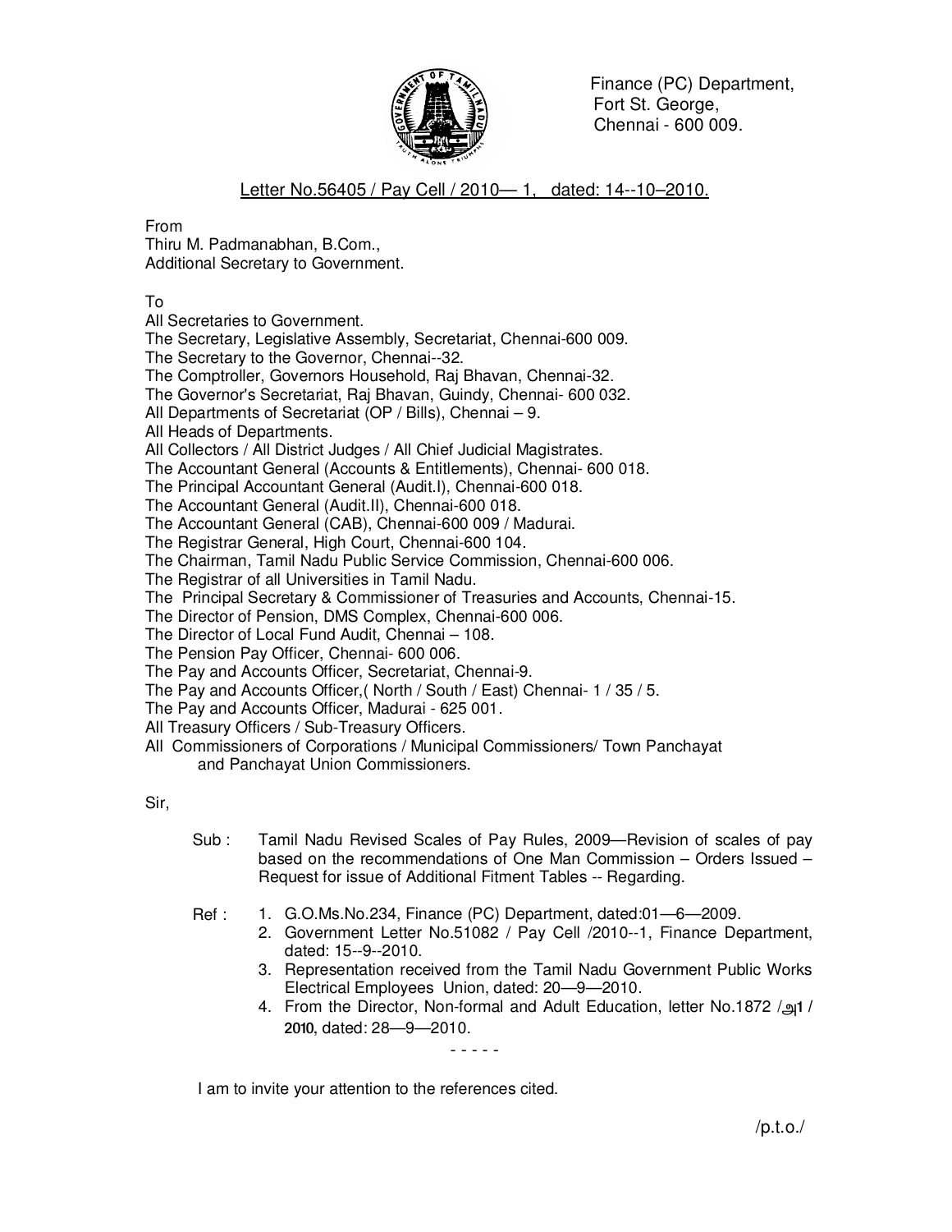Finance (PC) Department,
Fort St. George,
Chennai - 600 009.

Letter No.56405 / Pay Cell / 2010— 1, dated: 14--10–2010.

From
Thiru M. Padmanabhan, B.Com.,
Additional Secretary to Government.

To
All Secretaries to Government.
The Secretary, Legislative Assembly, Secretariat, Chennai-600 009.
The Secretary to the Governor, Chennai--32.
The Comptroller, Governors Household, Raj Bhavan, Chennai-32.
The Governor's Secretariat, Raj Bhavan, Guindy, Chennai- 600 032.
All Departments of Secretariat (OP / Bills), Chennai – 9.
All Heads of Departments.
All Collectors / All District Judges / All Chief Judicial Magistrates.
The Accountant General (Accounts & Entitlements), Chennai- 600 018.
The Principal Accountant General (Audit.I), Chennai-600 018.
The Accountant General (Audit.II), Chennai-600 018.
The Accountant General (CAB), Chennai-600 009 / Madurai.
The Registrar General, High Court, Chennai-600 104.
The Chairman, Tamil Nadu Public Service Commission, Chennai-600 006.
The Registrar of all Universities in Tamil Nadu.
The Principal Secretary & Commissioner of Treasuries and Accounts, Chennai-15.
The Director of Pension, DMS Complex, Chennai-600 006.
The Director of Local Fund Audit, Chennai – 108.
The Pension Pay Officer, Chennai- 600 006.
The Pay and Accounts Officer, Secretariat, Chennai-9.
The Pay and Accounts Officer,( North / South / East) Chennai- 1 / 35 / 5.
The Pay and Accounts Officer, Madurai - 625 001.
All Treasury Officers / Sub-Treasury Officers.
All Commissioners of Corporations / Municipal Commissioners/ Town Panchayat and Panchayat Union Commissioners.

Sir,

Sub : Tamil Nadu Revised Scales of Pay Rules, 2009—Revision of scales of pay based on the recommendations of One Man Commission – Orders Issued – Request for issue of Additional Fitment Tables -- Regarding.

Ref :
1. G.O.Ms.No.234, Finance (PC) Department, dated:01—6—2009.
2. Government Letter No.51082 / Pay Cell /2010--1, Finance Department, dated: 15--9--2010.
3. Representation received from the Tamil Nadu Government Public Works Electrical Employees Union, dated: 20—9—2010.
4. From the Director, Non-formal and Adult Education, letter No.1872 /அ1 / 2010, dated: 28—9—2010.

\- - - - -

I am to invite your attention to the references cited.

/p.t.o./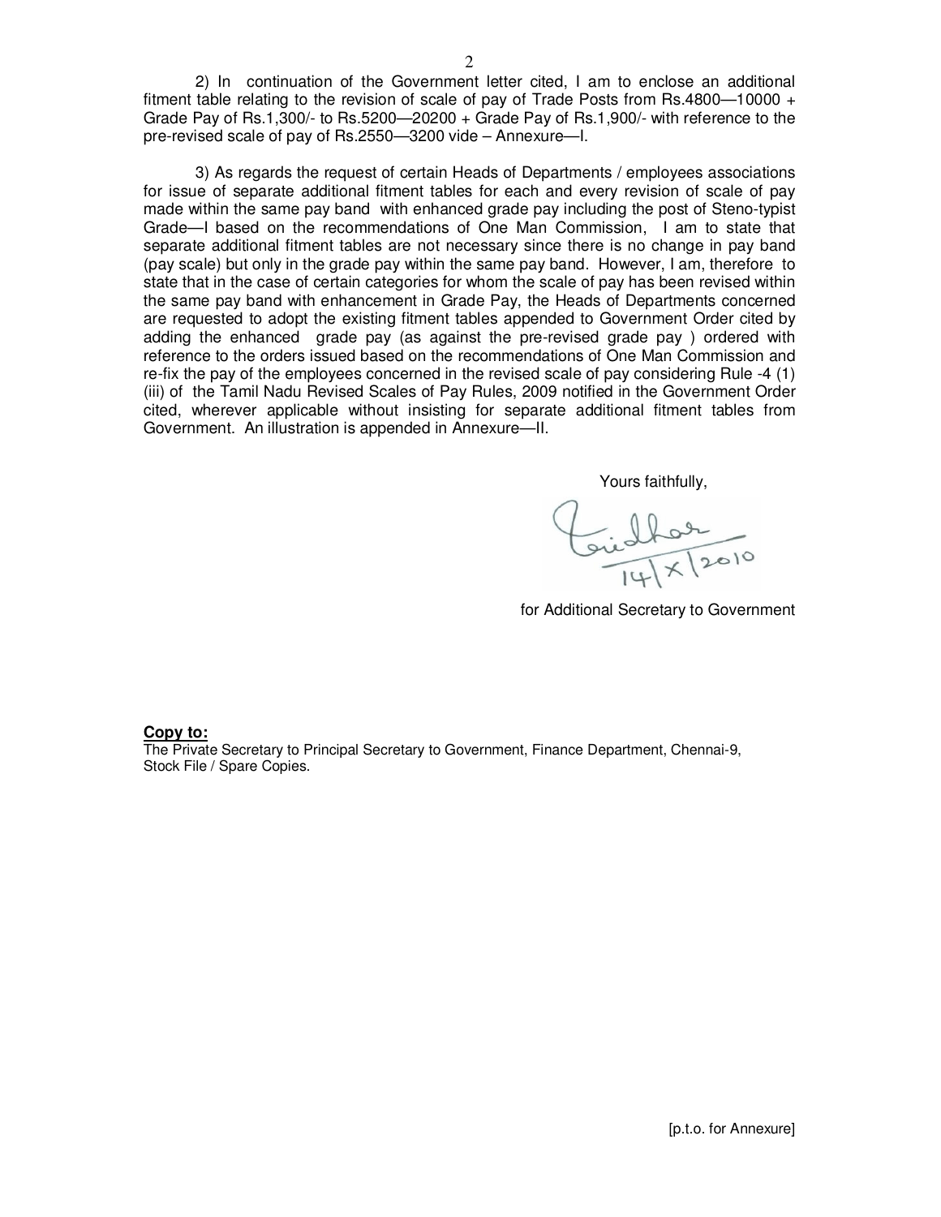2) In continuation of the Government letter cited, I am to enclose an additional fitment table relating to the revision of scale of pay of Trade Posts from Rs.4800—10000 + Grade Pay of Rs.1,300/- to Rs.5200—20200 + Grade Pay of Rs.1,900/- with reference to the pre-revised scale of pay of Rs.2550—3200 vide – Annexure—I.

3) As regards the request of certain Heads of Departments / employees associations for issue of separate additional fitment tables for each and every revision of scale of pay made within the same pay band with enhanced grade pay including the post of Steno-typist Grade—I based on the recommendations of One Man Commission, I am to state that separate additional fitment tables are not necessary since there is no change in pay band (pay scale) but only in the grade pay within the same pay band. However, I am, therefore to state that in the case of certain categories for whom the scale of pay has been revised within the same pay band with enhancement in Grade Pay, the Heads of Departments concerned are requested to adopt the existing fitment tables appended to Government Order cited by adding the enhanced grade pay (as against the pre-revised grade pay ) ordered with reference to the orders issued based on the recommendations of One Man Commission and re-fix the pay of the employees concerned in the revised scale of pay considering Rule -4 (1) (iii) of the Tamil Nadu Revised Scales of Pay Rules, 2009 notified in the Government Order cited, wherever applicable without insisting for separate additional fitment tables from Government. An illustration is appended in Annexure—II.

Yours faithfully,

Sridhar
14/x/2010

for Additional Secretary to Government

**Copy to:**
The Private Secretary to Principal Secretary to Government, Finance Department, Chennai-9,
Stock File / Spare Copies.

[p.t.o. for Annexure]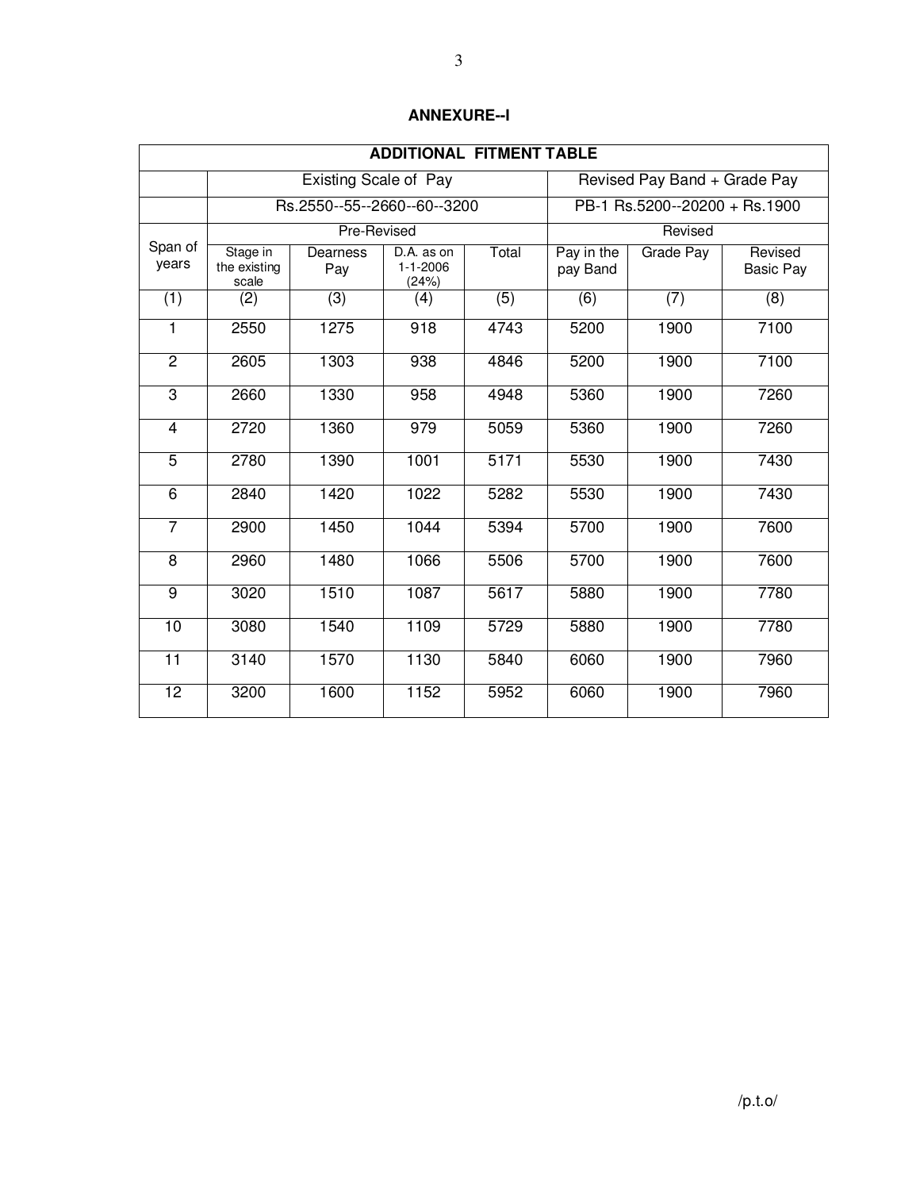**ANNEXURE--I**

| ADDITIONAL FITMENT TABLE | | | | | | | |
|---|---|---|---|---|---|---|---|
| | Existing Scale of Pay | | | | Revised Pay Band + Grade Pay | | |
| | Rs.2550--55--2660--60--3200 | | | | PB-1 Rs.5200--20200 + Rs.1900 | | |
| | Pre-Revised | | | | Revised | | |
| Span of years | Stage in the existing scale | Dearness Pay | D.A. as on 1-1-2006 (24%) | Total | Pay in the pay Band | Grade Pay | Revised Basic Pay |
| (1) | (2) | (3) | (4) | (5) | (6) | (7) | (8) |
| 1 | 2550 | 1275 | 918 | 4743 | 5200 | 1900 | 7100 |
| 2 | 2605 | 1303 | 938 | 4846 | 5200 | 1900 | 7100 |
| 3 | 2660 | 1330 | 958 | 4948 | 5360 | 1900 | 7260 |
| 4 | 2720 | 1360 | 979 | 5059 | 5360 | 1900 | 7260 |
| 5 | 2780 | 1390 | 1001 | 5171 | 5530 | 1900 | 7430 |
| 6 | 2840 | 1420 | 1022 | 5282 | 5530 | 1900 | 7430 |
| 7 | 2900 | 1450 | 1044 | 5394 | 5700 | 1900 | 7600 |
| 8 | 2960 | 1480 | 1066 | 5506 | 5700 | 1900 | 7600 |
| 9 | 3020 | 1510 | 1087 | 5617 | 5880 | 1900 | 7780 |
| 10 | 3080 | 1540 | 1109 | 5729 | 5880 | 1900 | 7780 |
| 11 | 3140 | 1570 | 1130 | 5840 | 6060 | 1900 | 7960 |
| 12 | 3200 | 1600 | 1152 | 5952 | 6060 | 1900 | 7960 |

/p.t.o/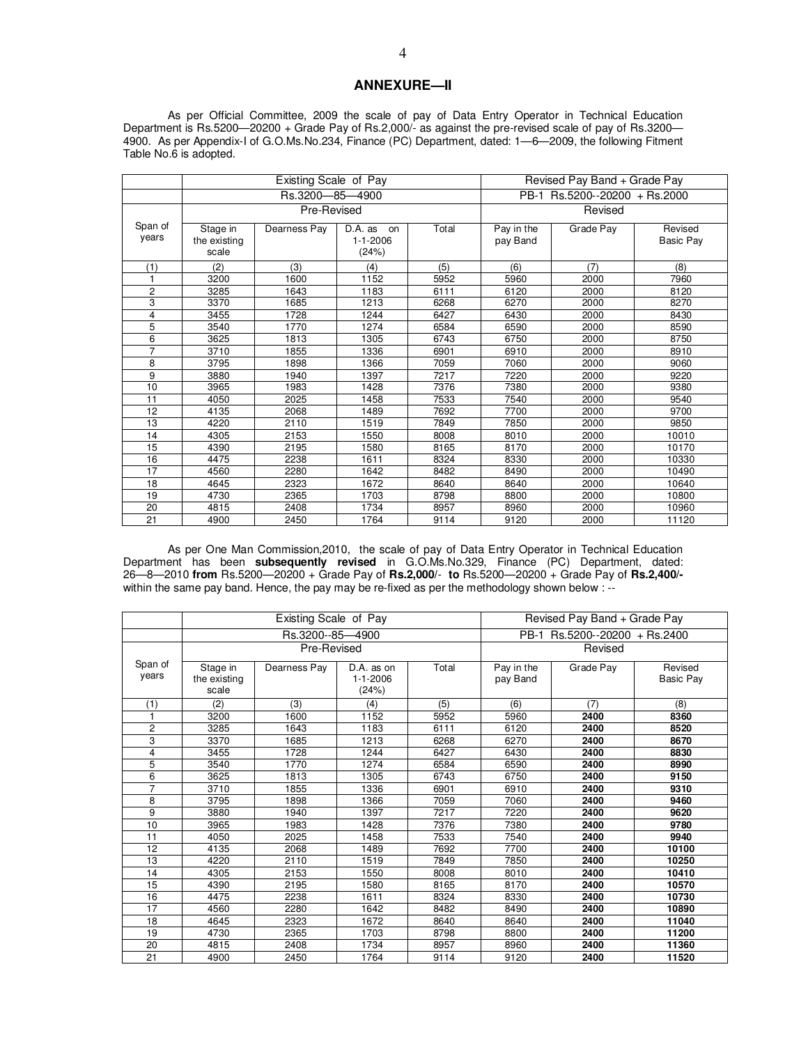## ANNEXURE—II

As per Official Committee, 2009 the scale of pay of Data Entry Operator in Technical Education Department is Rs.5200—20200 + Grade Pay of Rs.2,000/- as against the pre-revised scale of pay of Rs.3200—4900. As per Appendix-I of G.O.Ms.No.234, Finance (PC) Department, dated: 1—6—2009, the following Fitment Table No.6 is adopted.

| | Existing Scale of Pay | | | | Revised Pay Band + Grade Pay | | |
|---|---|---|---|---|---|---|---|
| | Rs.3200—85—4900 | | | | PB-1 Rs.5200--20200 + Rs.2000 | | |
| | Pre-Revised | | | | Revised | | |
| Span of years | Stage in the existing scale | Dearness Pay | D.A. as on 1-1-2006 (24%) | Total | Pay in the pay Band | Grade Pay | Revised Basic Pay |
| (1) | (2) | (3) | (4) | (5) | (6) | (7) | (8) |
| 1 | 3200 | 1600 | 1152 | 5952 | 5960 | 2000 | 7960 |
| 2 | 3285 | 1643 | 1183 | 6111 | 6120 | 2000 | 8120 |
| 3 | 3370 | 1685 | 1213 | 6268 | 6270 | 2000 | 8270 |
| 4 | 3455 | 1728 | 1244 | 6427 | 6430 | 2000 | 8430 |
| 5 | 3540 | 1770 | 1274 | 6584 | 6590 | 2000 | 8590 |
| 6 | 3625 | 1813 | 1305 | 6743 | 6750 | 2000 | 8750 |
| 7 | 3710 | 1855 | 1336 | 6901 | 6910 | 2000 | 8910 |
| 8 | 3795 | 1898 | 1366 | 7059 | 7060 | 2000 | 9060 |
| 9 | 3880 | 1940 | 1397 | 7217 | 7220 | 2000 | 9220 |
| 10 | 3965 | 1983 | 1428 | 7376 | 7380 | 2000 | 9380 |
| 11 | 4050 | 2025 | 1458 | 7533 | 7540 | 2000 | 9540 |
| 12 | 4135 | 2068 | 1489 | 7692 | 7700 | 2000 | 9700 |
| 13 | 4220 | 2110 | 1519 | 7849 | 7850 | 2000 | 9850 |
| 14 | 4305 | 2153 | 1550 | 8008 | 8010 | 2000 | 10010 |
| 15 | 4390 | 2195 | 1580 | 8165 | 8170 | 2000 | 10170 |
| 16 | 4475 | 2238 | 1611 | 8324 | 8330 | 2000 | 10330 |
| 17 | 4560 | 2280 | 1642 | 8482 | 8490 | 2000 | 10490 |
| 18 | 4645 | 2323 | 1672 | 8640 | 8640 | 2000 | 10640 |
| 19 | 4730 | 2365 | 1703 | 8798 | 8800 | 2000 | 10800 |
| 20 | 4815 | 2408 | 1734 | 8957 | 8960 | 2000 | 10960 |
| 21 | 4900 | 2450 | 1764 | 9114 | 9120 | 2000 | 11120 |

As per One Man Commission,2010, the scale of pay of Data Entry Operator in Technical Education Department has been **subsequently revised** in G.O.Ms.No.329, Finance (PC) Department, dated: 26—8—2010 **from** Rs.5200—20200 + Grade Pay of **Rs.2,000**/- **to** Rs.5200—20200 + Grade Pay of **Rs.2,400/-** within the same pay band. Hence, the pay may be re-fixed as per the methodology shown below : --

| | Existing Scale of Pay | | | | Revised Pay Band + Grade Pay | | |
|---|---|---|---|---|---|---|---|
| | Rs.3200--85—4900 | | | | PB-1 Rs.5200--20200 + Rs.2400 | | |
| | Pre-Revised | | | | Revised | | |
| Span of years | Stage in the existing scale | Dearness Pay | D.A. as on 1-1-2006 (24%) | Total | Pay in the pay Band | Grade Pay | Revised Basic Pay |
| (1) | (2) | (3) | (4) | (5) | (6) | (7) | (8) |
| 1 | 3200 | 1600 | 1152 | 5952 | 5960 | **2400** | **8360** |
| 2 | 3285 | 1643 | 1183 | 6111 | 6120 | **2400** | **8520** |
| 3 | 3370 | 1685 | 1213 | 6268 | 6270 | **2400** | **8670** |
| 4 | 3455 | 1728 | 1244 | 6427 | 6430 | **2400** | **8830** |
| 5 | 3540 | 1770 | 1274 | 6584 | 6590 | **2400** | **8990** |
| 6 | 3625 | 1813 | 1305 | 6743 | 6750 | **2400** | **9150** |
| 7 | 3710 | 1855 | 1336 | 6901 | 6910 | **2400** | **9310** |
| 8 | 3795 | 1898 | 1366 | 7059 | 7060 | **2400** | **9460** |
| 9 | 3880 | 1940 | 1397 | 7217 | 7220 | **2400** | **9620** |
| 10 | 3965 | 1983 | 1428 | 7376 | 7380 | **2400** | **9780** |
| 11 | 4050 | 2025 | 1458 | 7533 | 7540 | **2400** | **9940** |
| 12 | 4135 | 2068 | 1489 | 7692 | 7700 | **2400** | **10100** |
| 13 | 4220 | 2110 | 1519 | 7849 | 7850 | **2400** | **10250** |
| 14 | 4305 | 2153 | 1550 | 8008 | 8010 | **2400** | **10410** |
| 15 | 4390 | 2195 | 1580 | 8165 | 8170 | **2400** | **10570** |
| 16 | 4475 | 2238 | 1611 | 8324 | 8330 | **2400** | **10730** |
| 17 | 4560 | 2280 | 1642 | 8482 | 8490 | **2400** | **10890** |
| 18 | 4645 | 2323 | 1672 | 8640 | 8640 | **2400** | **11040** |
| 19 | 4730 | 2365 | 1703 | 8798 | 8800 | **2400** | **11200** |
| 20 | 4815 | 2408 | 1734 | 8957 | 8960 | **2400** | **11360** |
| 21 | 4900 | 2450 | 1764 | 9114 | 9120 | **2400** | **11520** |